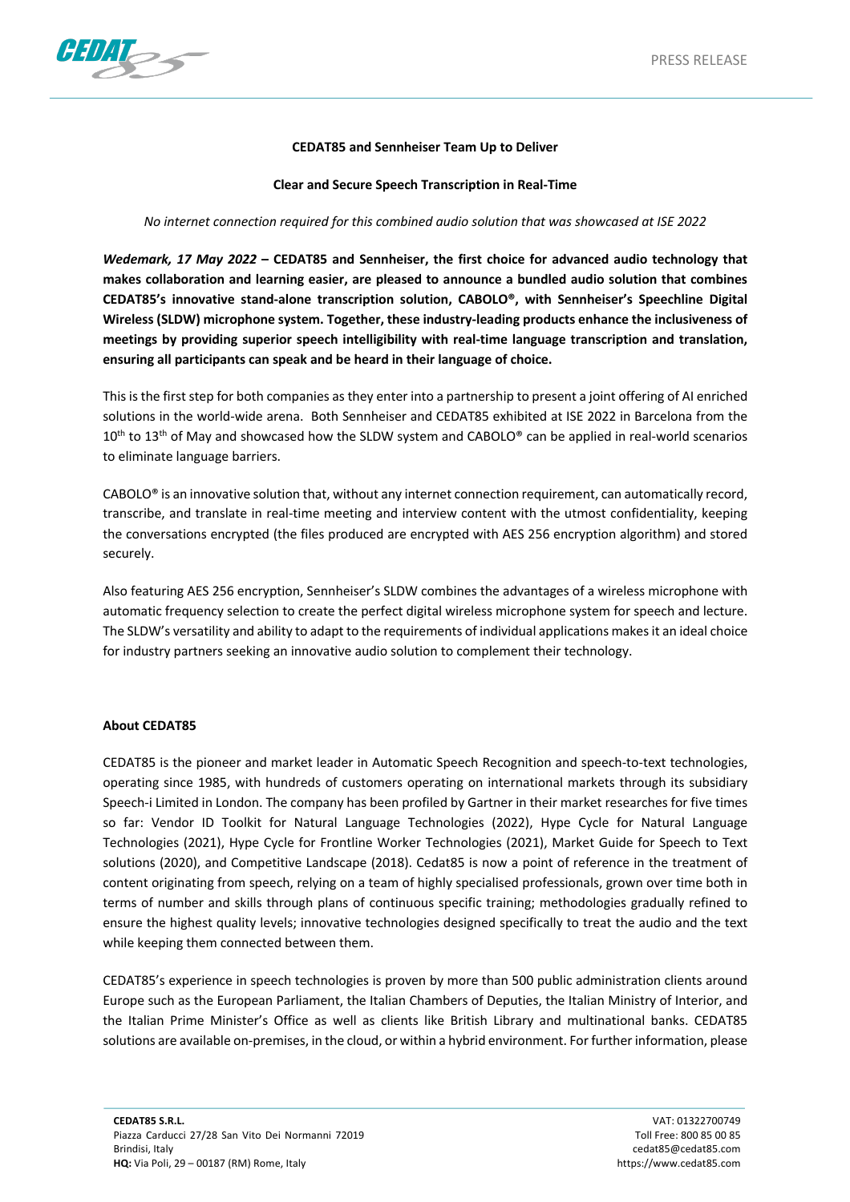**CEDAT85 and Sennheiser Team Up to Deliver**

**Clear and Secure Speech Transcription in Real-Time**

*No internet connection required for this combined audio solution that was showcased at ISE 2022*

***Wedemark, 17 May 2022* – CEDAT85 and Sennheiser, the first choice for advanced audio technology that makes collaboration and learning easier, are pleased to announce a bundled audio solution that combines CEDAT85's innovative stand-alone transcription solution, CABOLO®, with Sennheiser's Speechline Digital Wireless (SLDW) microphone system. Together, these industry-leading products enhance the inclusiveness of meetings by providing superior speech intelligibility with real-time language transcription and translation, ensuring all participants can speak and be heard in their language of choice.**

This is the first step for both companies as they enter into a partnership to present a joint offering of AI enriched solutions in the world-wide arena. Both Sennheiser and CEDAT85 exhibited at ISE 2022 in Barcelona from the 10th to 13th of May and showcased how the SLDW system and CABOLO® can be applied in real-world scenarios to eliminate language barriers.

CABOLO® is an innovative solution that, without any internet connection requirement, can automatically record, transcribe, and translate in real-time meeting and interview content with the utmost confidentiality, keeping the conversations encrypted (the files produced are encrypted with AES 256 encryption algorithm) and stored securely.

Also featuring AES 256 encryption, Sennheiser's SLDW combines the advantages of a wireless microphone with automatic frequency selection to create the perfect digital wireless microphone system for speech and lecture. The SLDW's versatility and ability to adapt to the requirements of individual applications makes it an ideal choice for industry partners seeking an innovative audio solution to complement their technology.

**About CEDAT85**

CEDAT85 is the pioneer and market leader in Automatic Speech Recognition and speech-to-text technologies, operating since 1985, with hundreds of customers operating on international markets through its subsidiary Speech-i Limited in London. The company has been profiled by Gartner in their market researches for five times so far: Vendor ID Toolkit for Natural Language Technologies (2022), Hype Cycle for Natural Language Technologies (2021), Hype Cycle for Frontline Worker Technologies (2021), Market Guide for Speech to Text solutions (2020), and Competitive Landscape (2018). Cedat85 is now a point of reference in the treatment of content originating from speech, relying on a team of highly specialised professionals, grown over time both in terms of number and skills through plans of continuous specific training; methodologies gradually refined to ensure the highest quality levels; innovative technologies designed specifically to treat the audio and the text while keeping them connected between them.

CEDAT85's experience in speech technologies is proven by more than 500 public administration clients around Europe such as the European Parliament, the Italian Chambers of Deputies, the Italian Ministry of Interior, and the Italian Prime Minister's Office as well as clients like British Library and multinational banks. CEDAT85 solutions are available on-premises, in the cloud, or within a hybrid environment. For further information, please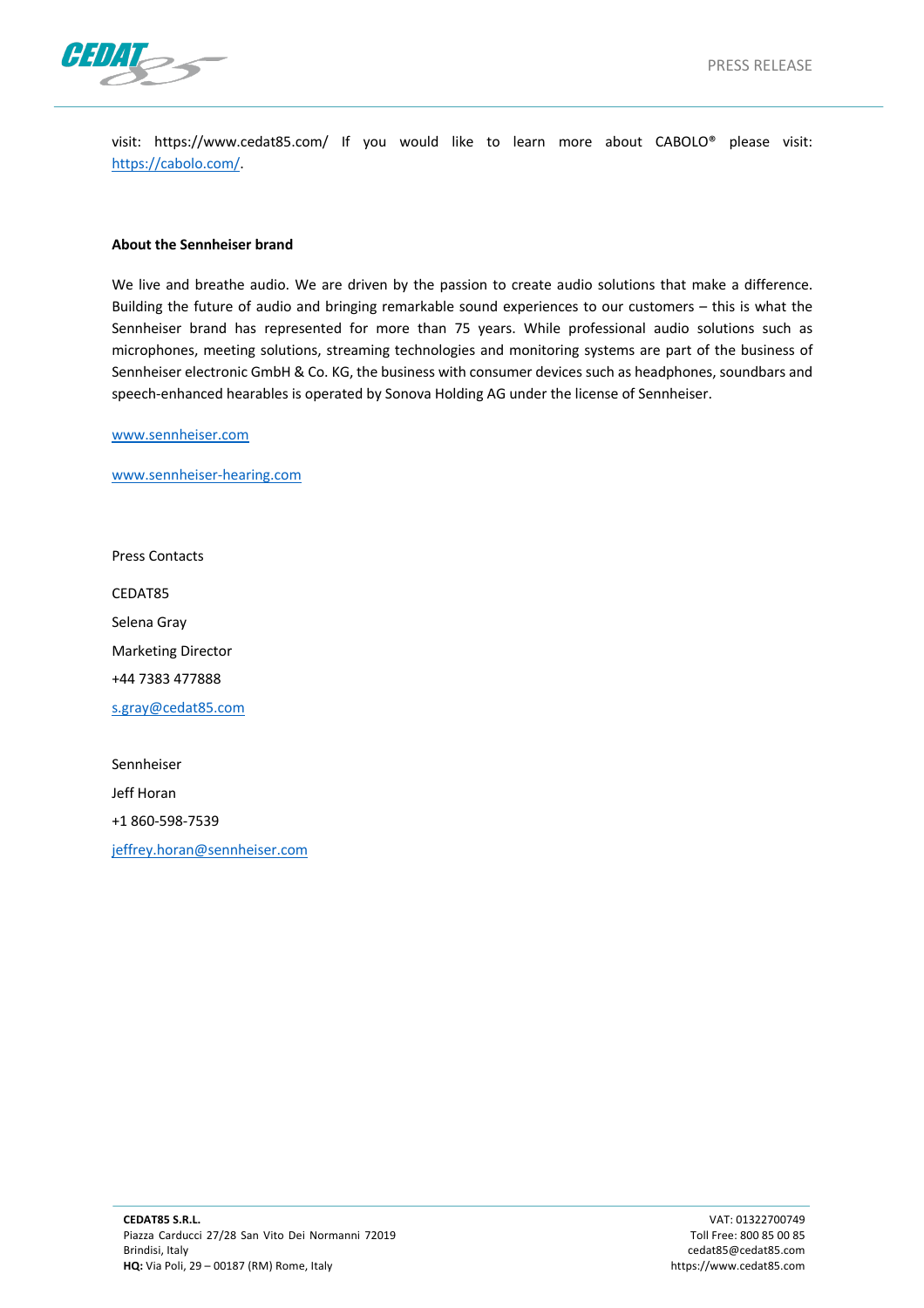visit: https://www.cedat85.com/ If you would like to learn more about CABOLO® please visit: https://cabolo.com/.

**About the Sennheiser brand**

We live and breathe audio. We are driven by the passion to create audio solutions that make a difference. Building the future of audio and bringing remarkable sound experiences to our customers – this is what the Sennheiser brand has represented for more than 75 years. While professional audio solutions such as microphones, meeting solutions, streaming technologies and monitoring systems are part of the business of Sennheiser electronic GmbH & Co. KG, the business with consumer devices such as headphones, soundbars and speech-enhanced hearables is operated by Sonova Holding AG under the license of Sennheiser.

www.sennheiser.com

www.sennheiser-hearing.com

Press Contacts

CEDAT85

Selena Gray

Marketing Director

+44 7383 477888

s.gray@cedat85.com

Sennheiser

Jeff Horan

+1 860-598-7539

jeffrey.horan@sennheiser.com

**CEDAT85 S.R.L.**
Piazza Carducci 27/28 San Vito Dei Normanni 72019
Brindisi, Italy
**HQ:** Via Poli, 29 – 00187 (RM) Rome, Italy

VAT: 01322700749
Toll Free: 800 85 00 85
cedat85@cedat85.com
https://www.cedat85.com